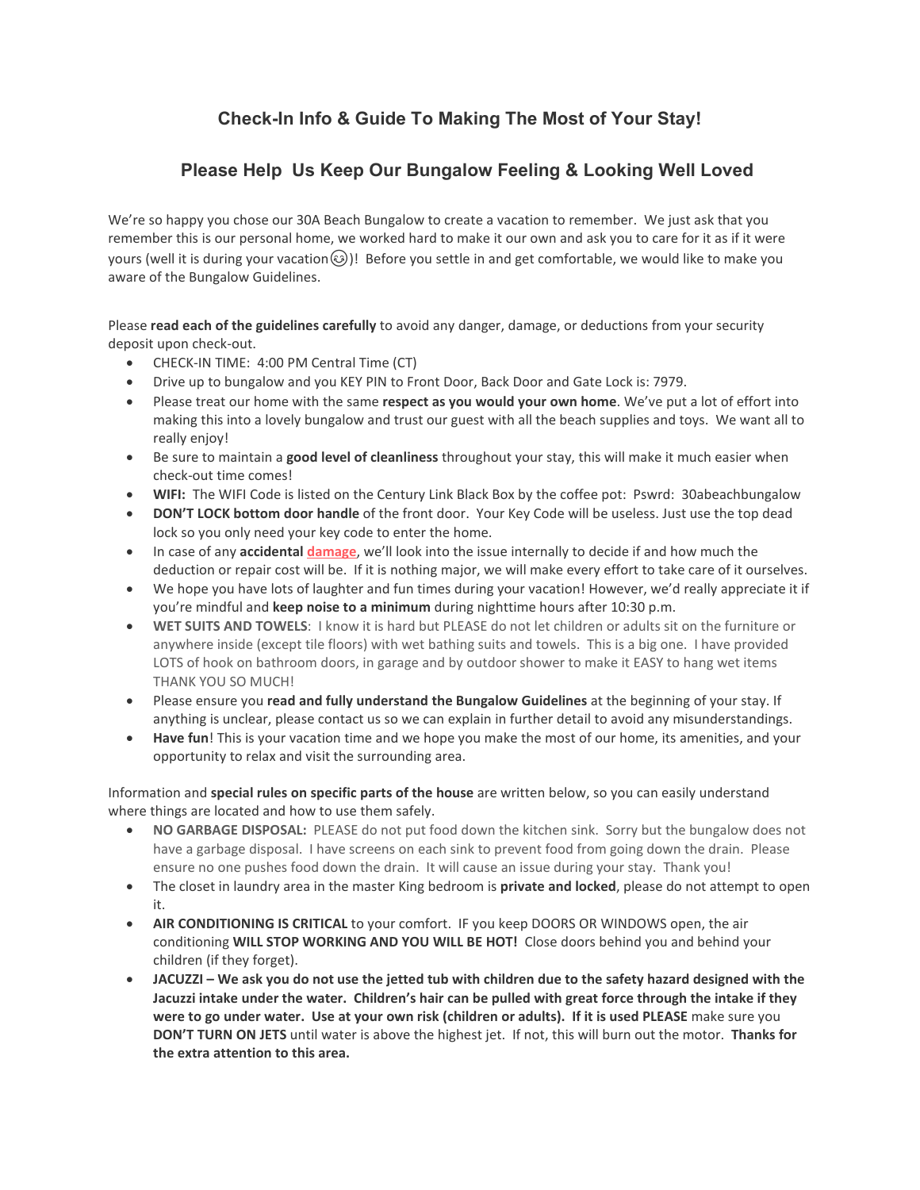## Check-In Info & Guide To Making The Most of Your Stay!

## Please Help  Us Keep Our Bungalow Feeling & Looking Well Loved

We're so happy you chose our 30A Beach Bungalow to create a vacation to remember.  We just ask that you remember this is our personal home, we worked hard to make it our own and ask you to care for it as if it were yours (well it is during your vacation😊)!  Before you settle in and get comfortable, we would like to make you aware of the Bungalow Guidelines.

Please **read each of the guidelines carefully** to avoid any danger, damage, or deductions from your security deposit upon check-out.

- CHECK-IN TIME:  4:00 PM Central Time (CT)
- Drive up to bungalow and you KEY PIN to Front Door, Back Door and Gate Lock is: 7979.
- Please treat our home with the same **respect as you would your own home**. We've put a lot of effort into making this into a lovely bungalow and trust our guest with all the beach supplies and toys.  We want all to really enjoy!
- Be sure to maintain a **good level of cleanliness** throughout your stay, this will make it much easier when check-out time comes!
- **WIFI:** The WIFI Code is listed on the Century Link Black Box by the coffee pot:  Pswrd:  30abeachbungalow
- **DON'T LOCK bottom door handle** of the front door.  Your Key Code will be useless. Just use the top dead lock so you only need your key code to enter the home.
- In case of any **accidental damage**, we'll look into the issue internally to decide if and how much the deduction or repair cost will be.  If it is nothing major, we will make every effort to take care of it ourselves.
- We hope you have lots of laughter and fun times during your vacation! However, we'd really appreciate it if you're mindful and **keep noise to a minimum** during nighttime hours after 10:30 p.m.
- **WET SUITS AND TOWELS**:  I know it is hard but PLEASE do not let children or adults sit on the furniture or anywhere inside (except tile floors) with wet bathing suits and towels.  This is a big one.  I have provided LOTS of hook on bathroom doors, in garage and by outdoor shower to make it EASY to hang wet items THANK YOU SO MUCH!
- Please ensure you **read and fully understand the Bungalow Guidelines** at the beginning of your stay. If anything is unclear, please contact us so we can explain in further detail to avoid any misunderstandings.
- **Have fun**! This is your vacation time and we hope you make the most of our home, its amenities, and your opportunity to relax and visit the surrounding area.

Information and **special rules on specific parts of the house** are written below, so you can easily understand where things are located and how to use them safely.

- **NO GARBAGE DISPOSAL:** PLEASE do not put food down the kitchen sink.  Sorry but the bungalow does not have a garbage disposal.  I have screens on each sink to prevent food from going down the drain.  Please ensure no one pushes food down the drain.  It will cause an issue during your stay.  Thank you!
- The closet in laundry area in the master King bedroom is **private and locked**, please do not attempt to open it.
- **AIR CONDITIONING IS CRITICAL** to your comfort.  IF you keep DOORS OR WINDOWS open, the air conditioning **WILL STOP WORKING AND YOU WILL BE HOT!** Close doors behind you and behind your children (if they forget).
- **JACUZZI – We ask you do not use the jetted tub with children due to the safety hazard designed with the Jacuzzi intake under the water.  Children's hair can be pulled with great force through the intake if they were to go under water.  Use at your own risk (children or adults).  If it is used PLEASE** make sure you **DON'T TURN ON JETS** until water is above the highest jet.  If not, this will burn out the motor.  **Thanks for the extra attention to this area.**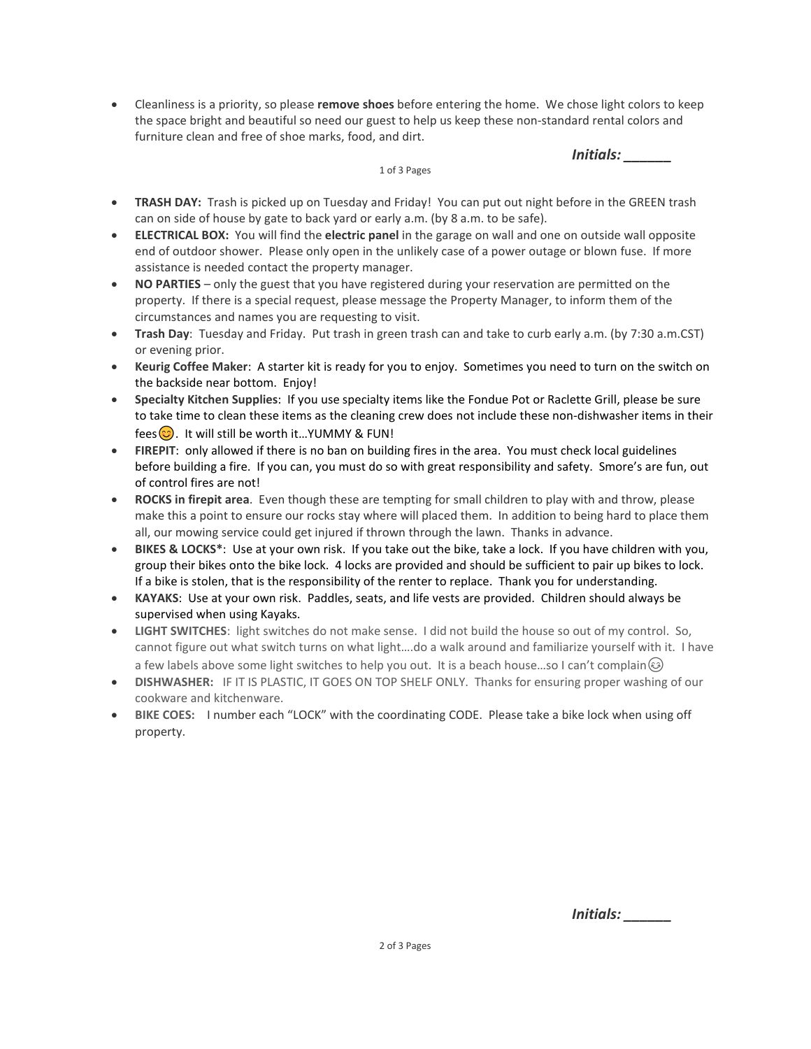- Cleanliness is a priority, so please **remove shoes** before entering the home. We chose light colors to keep the space bright and beautiful so need our guest to help us keep these non-standard rental colors and furniture clean and free of shoe marks, food, and dirt.

***Initials: ______***

- **TRASH DAY:** Trash is picked up on Tuesday and Friday! You can put out night before in the GREEN trash can on side of house by gate to back yard or early a.m. (by 8 a.m. to be safe).
- **ELECTRICAL BOX:** You will find the **electric panel** in the garage on wall and one on outside wall opposite end of outdoor shower. Please only open in the unlikely case of a power outage or blown fuse. If more assistance is needed contact the property manager.
- **NO PARTIES** – only the guest that you have registered during your reservation are permitted on the property. If there is a special request, please message the Property Manager, to inform them of the circumstances and names you are requesting to visit.
- **Trash Day**: Tuesday and Friday. Put trash in green trash can and take to curb early a.m. (by 7:30 a.m.CST) or evening prior.
- **Keurig Coffee Maker**: A starter kit is ready for you to enjoy. Sometimes you need to turn on the switch on the backside near bottom. Enjoy!
- **Specialty Kitchen Supplies**: If you use specialty items like the Fondue Pot or Raclette Grill, please be sure to take time to clean these items as the cleaning crew does not include these non-dishwasher items in their fees😊. It will still be worth it…YUMMY & FUN!
- **FIREPIT**: only allowed if there is no ban on building fires in the area. You must check local guidelines before building a fire. If you can, you must do so with great responsibility and safety. Smore's are fun, out of control fires are not!
- **ROCKS in firepit area**. Even though these are tempting for small children to play with and throw, please make this a point to ensure our rocks stay where will placed them. In addition to being hard to place them all, our mowing service could get injured if thrown through the lawn. Thanks in advance.
- **BIKES & LOCKS***: Use at your own risk. If you take out the bike, take a lock. If you have children with you, group their bikes onto the bike lock. 4 locks are provided and should be sufficient to pair up bikes to lock. If a bike is stolen, that is the responsibility of the renter to replace. Thank you for understanding.
- **KAYAKS**: Use at your own risk. Paddles, seats, and life vests are provided. Children should always be supervised when using Kayaks.
- **LIGHT SWITCHES**: light switches do not make sense. I did not build the house so out of my control. So, cannot figure out what switch turns on what light….do a walk around and familiarize yourself with it. I have a few labels above some light switches to help you out. It is a beach house…so I can't complain😉
- **DISHWASHER:** IF IT IS PLASTIC, IT GOES ON TOP SHELF ONLY. Thanks for ensuring proper washing of our cookware and kitchenware.
- **BIKE COES:** I number each "LOCK" with the coordinating CODE. Please take a bike lock when using off property.

***Initials: ______***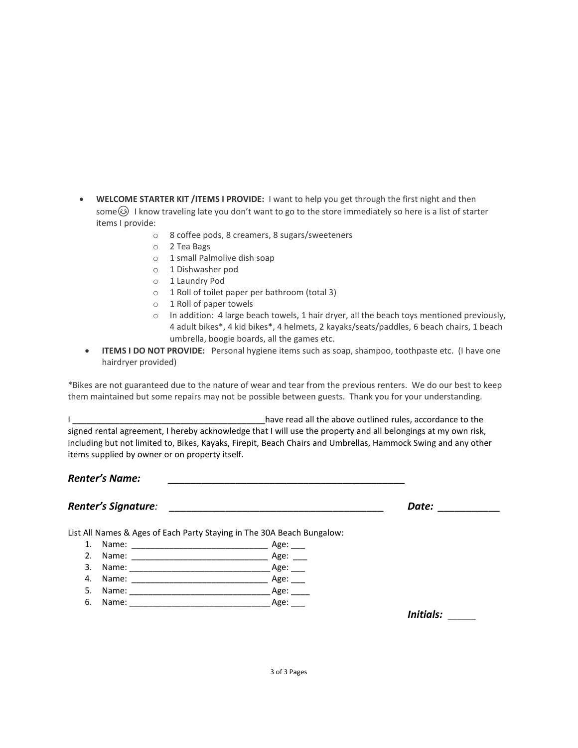- **WELCOME STARTER KIT /ITEMS I PROVIDE:** I want to help you get through the first night and then some😊 I know traveling late you don't want to go to the store immediately so here is a list of starter items I provide:
  - 8 coffee pods, 8 creamers, 8 sugars/sweeteners
  - 2 Tea Bags
  - 1 small Palmolive dish soap
  - 1 Dishwasher pod
  - 1 Laundry Pod
  - 1 Roll of toilet paper per bathroom (total 3)
  - 1 Roll of paper towels
  - In addition: 4 large beach towels, 1 hair dryer, all the beach toys mentioned previously, 4 adult bikes*, 4 kid bikes*, 4 helmets, 2 kayaks/seats/paddles, 6 beach chairs, 1 beach umbrella, boogie boards, all the games etc.
- **ITEMS I DO NOT PROVIDE:** Personal hygiene items such as soap, shampoo, toothpaste etc. (I have one hairdryer provided)

*Bikes are not guaranteed due to the nature of wear and tear from the previous renters. We do our best to keep them maintained but some repairs may not be possible between guests. Thank you for your understanding.

I ________________________________________have read all the above outlined rules, accordance to the signed rental agreement, I hereby acknowledge that I will use the property and all belongings at my own risk, including but not limited to, Bikes, Kayaks, Firepit, Beach Chairs and Umbrellas, Hammock Swing and any other items supplied by owner or on property itself.

***Renter's Name:*** ________________________________________________

***Renter's Signature:*** ____________________________________________ ***Date:*** ___________

List All Names & Ages of Each Party Staying in The 30A Beach Bungalow:

1. Name: _____________________________ Age: ___
2. Name: _____________________________ Age: ___
3. Name: ______________________________ Age: ___
4. Name: _____________________________ Age: ___
5. Name: ______________________________ Age: ____
6. Name: ______________________________ Age: ___

***Initials:*** _____